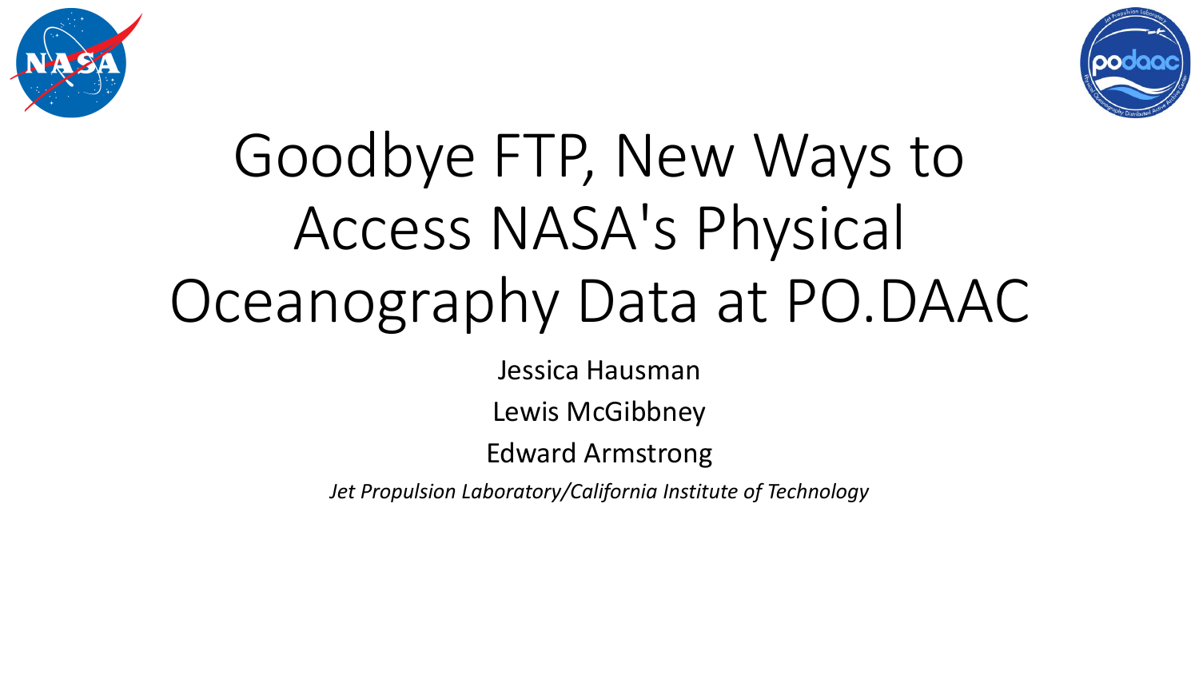# Goodbye FTP, New Ways to Access NASA's Physical Oceanography Data at PO.DAAC

Jessica Hausman

Lewis McGibbney

Edward Armstrong

*Jet Propulsion Laboratory/California Institute of Technology*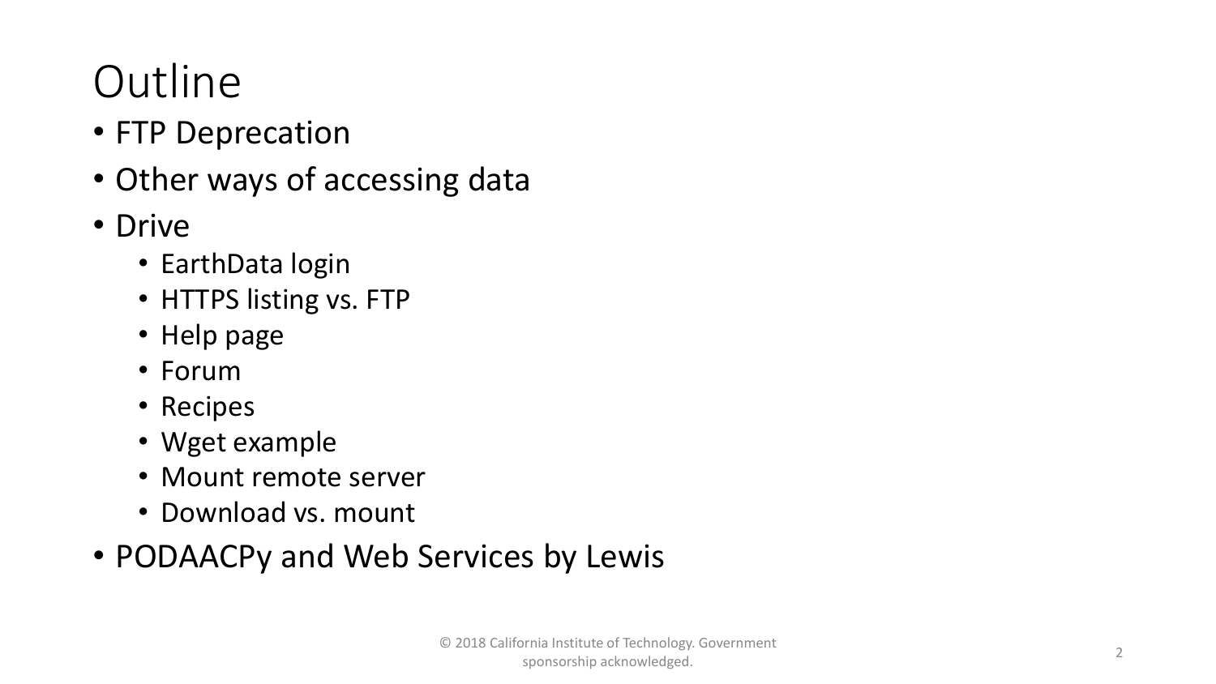# Outline

- FTP Deprecation
- Other ways of accessing data
- Drive
  - EarthData login
  - HTTPS listing vs. FTP
  - Help page
  - Forum
  - Recipes
  - Wget example
  - Mount remote server
  - Download vs. mount
- PODAACPy and Web Services by Lewis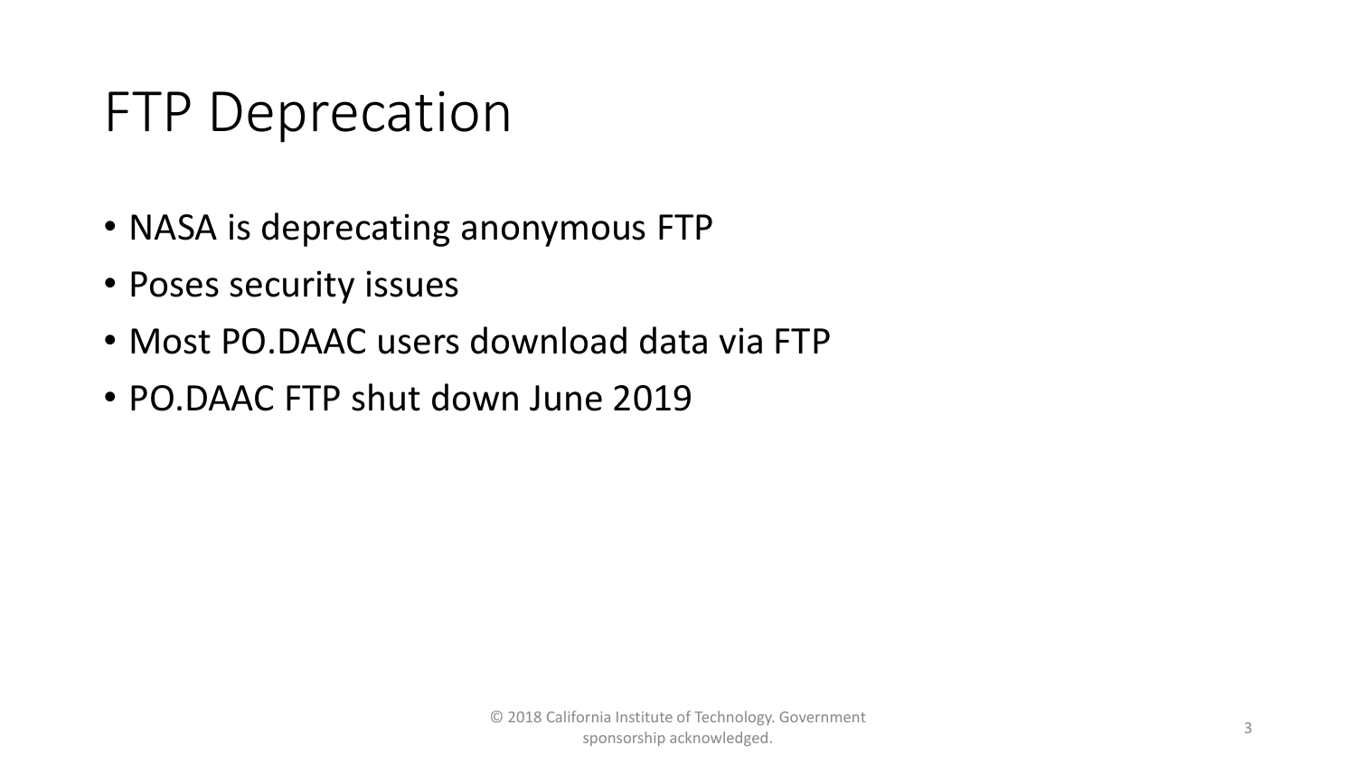# FTP Deprecation

- NASA is deprecating anonymous FTP
- Poses security issues
- Most PO.DAAC users download data via FTP
- PO.DAAC FTP shut down June 2019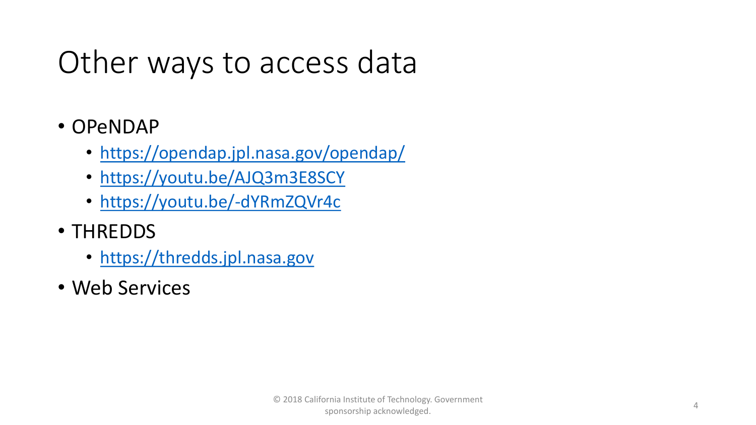# Other ways to access data

- OPeNDAP
  - https://opendap.jpl.nasa.gov/opendap/
  - https://youtu.be/AJQ3m3E8SCY
  - https://youtu.be/-dYRmZQVr4c
- THREDDS
  - https://thredds.jpl.nasa.gov
- Web Services

© 2018 California Institute of Technology. Government sponsorship acknowledged.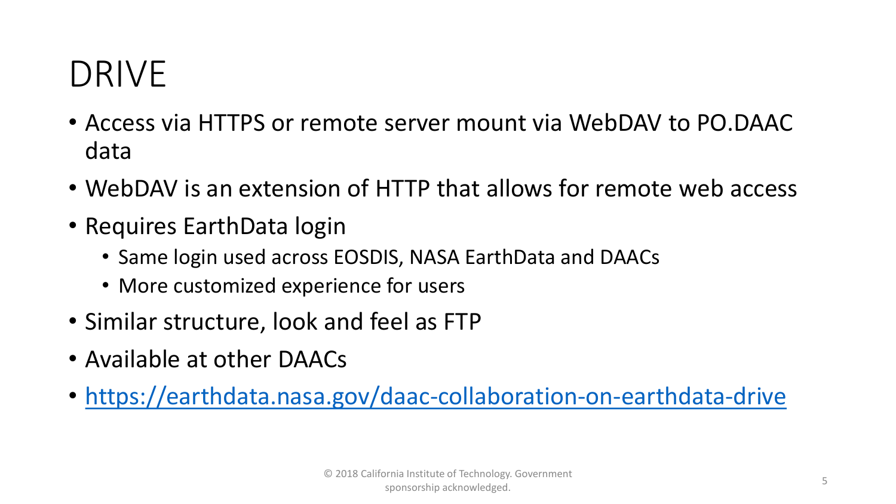# DRIVE

- Access via HTTPS or remote server mount via WebDAV to PO.DAAC data
- WebDAV is an extension of HTTP that allows for remote web access
- Requires EarthData login
  - Same login used across EOSDIS, NASA EarthData and DAACs
  - More customized experience for users
- Similar structure, look and feel as FTP
- Available at other DAACs
- [https://earthdata.nasa.gov/daac-collaboration-on-earthdata-drive](https://earthdata.nasa.gov/daac-collaboration-on-earthdata-drive)

© 2018 California Institute of Technology. Government sponsorship acknowledged.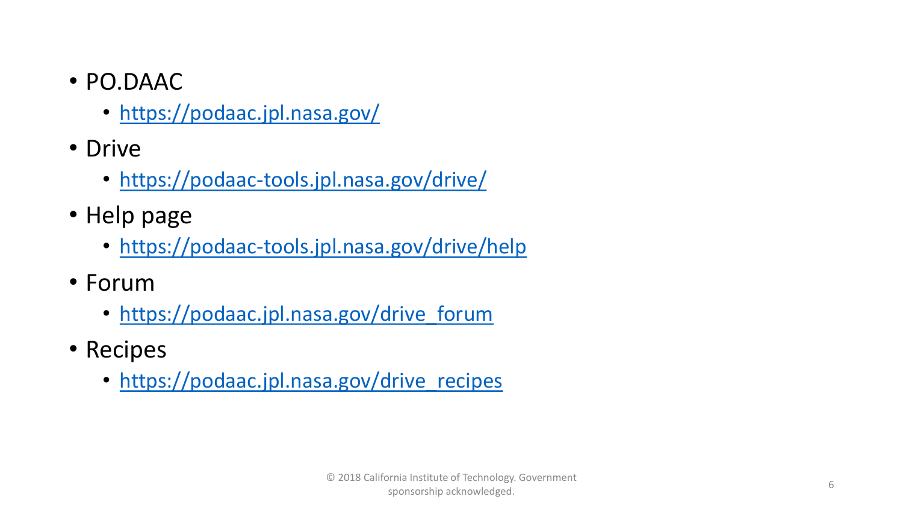- PO.DAAC
  - https://podaac.jpl.nasa.gov/
- Drive
  - https://podaac-tools.jpl.nasa.gov/drive/
- Help page
  - https://podaac-tools.jpl.nasa.gov/drive/help
- Forum
  - https://podaac.jpl.nasa.gov/drive_forum
- Recipes
  - https://podaac.jpl.nasa.gov/drive_recipes

© 2018 California Institute of Technology. Government sponsorship acknowledged.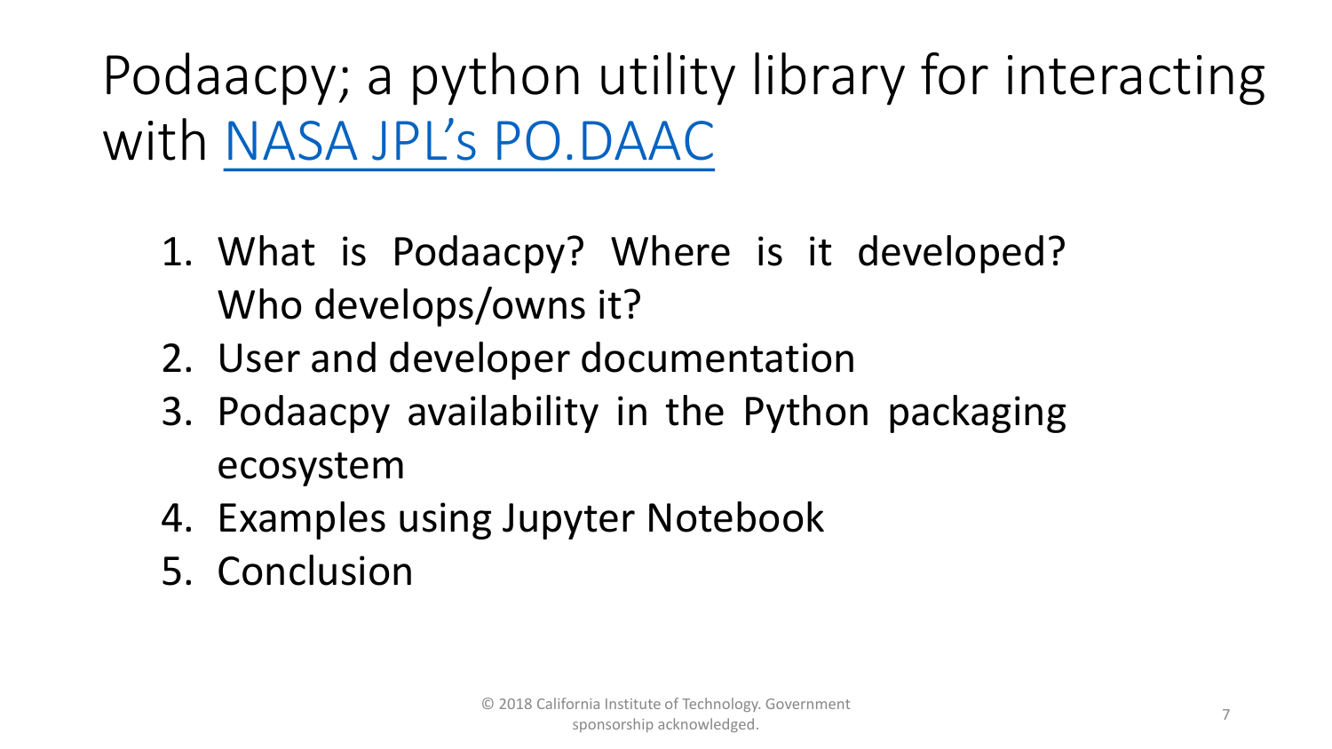# Podaacpy; a python utility library for interacting with NASA JPL's PO.DAAC

1. What is Podaacpy? Where is it developed? Who develops/owns it?
2. User and developer documentation
3. Podaacpy availability in the Python packaging ecosystem
4. Examples using Jupyter Notebook
5. Conclusion

© 2018 California Institute of Technology. Government sponsorship acknowledged.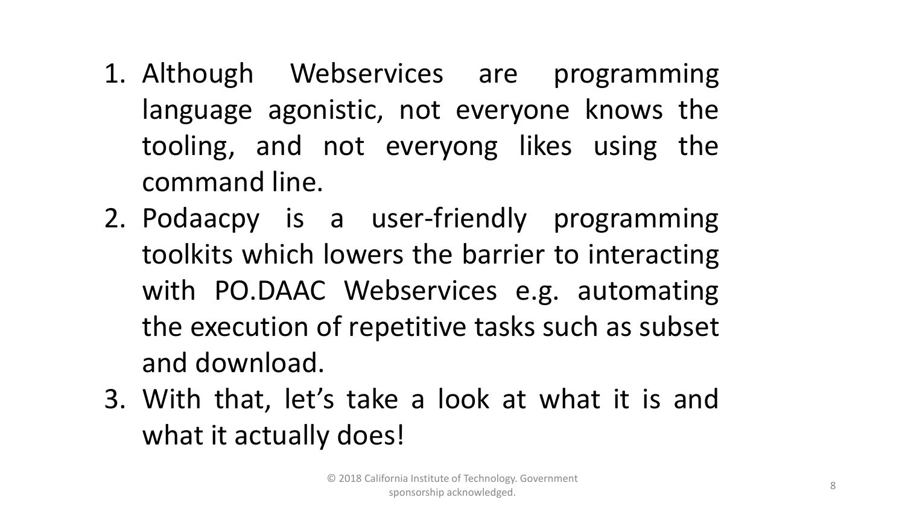1. Although Webservices are programming language agonistic, not everyone knows the tooling, and not everyong likes using the command line.
2. Podaacpy is a user-friendly programming toolkits which lowers the barrier to interacting with PO.DAAC Webservices e.g. automating the execution of repetitive tasks such as subset and download.
3. With that, let's take a look at what it is and what it actually does!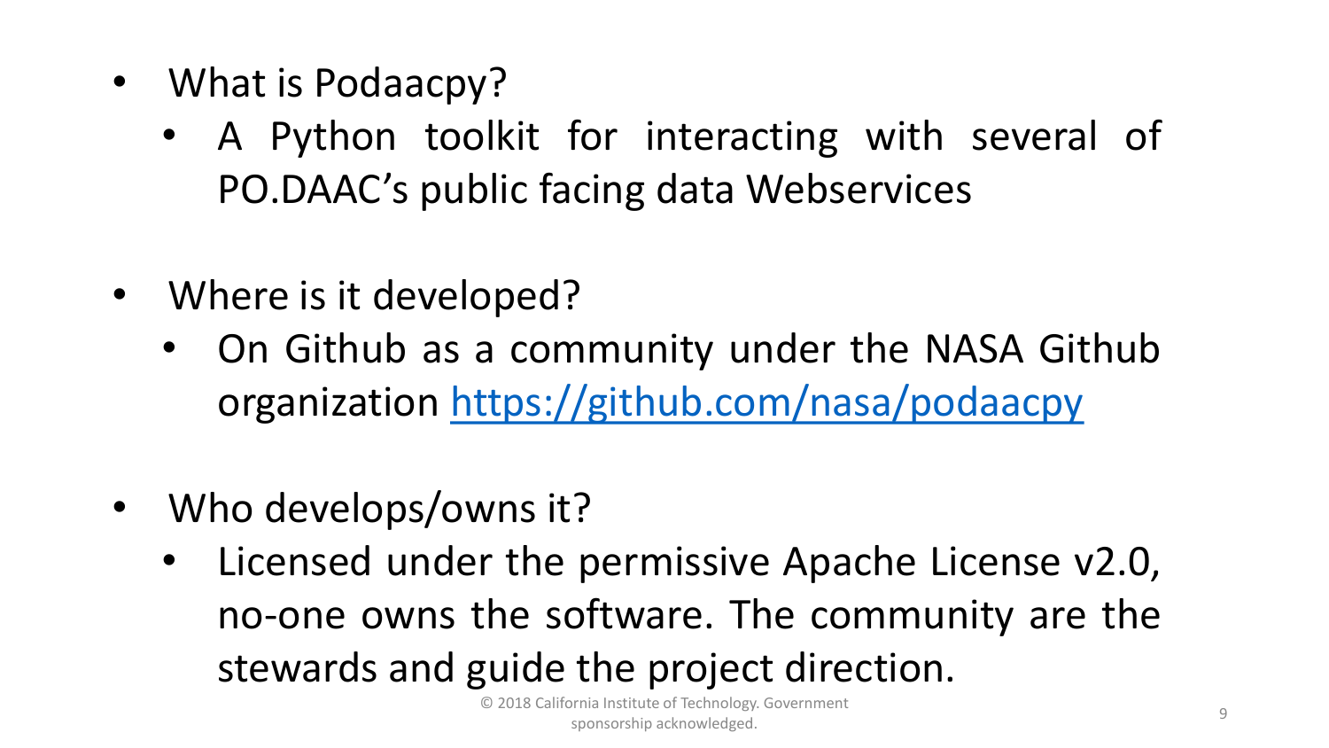- What is Podaacpy?
  - A Python toolkit for interacting with several of PO.DAAC's public facing data Webservices

- Where is it developed?
  - On Github as a community under the NASA Github organization https://github.com/nasa/podaacpy

- Who develops/owns it?
  - Licensed under the permissive Apache License v2.0, no-one owns the software. The community are the stewards and guide the project direction.

© 2018 California Institute of Technology. Government sponsorship acknowledged.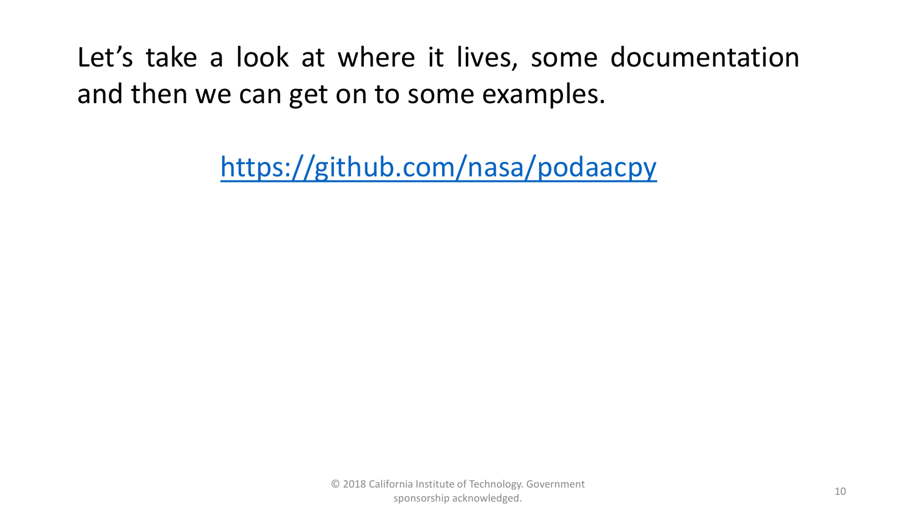Let's take a look at where it lives, some documentation and then we can get on to some examples.

[https://github.com/nasa/podaacpy](https://github.com/nasa/podaacpy)

© 2018 California Institute of Technology. Government sponsorship acknowledged.